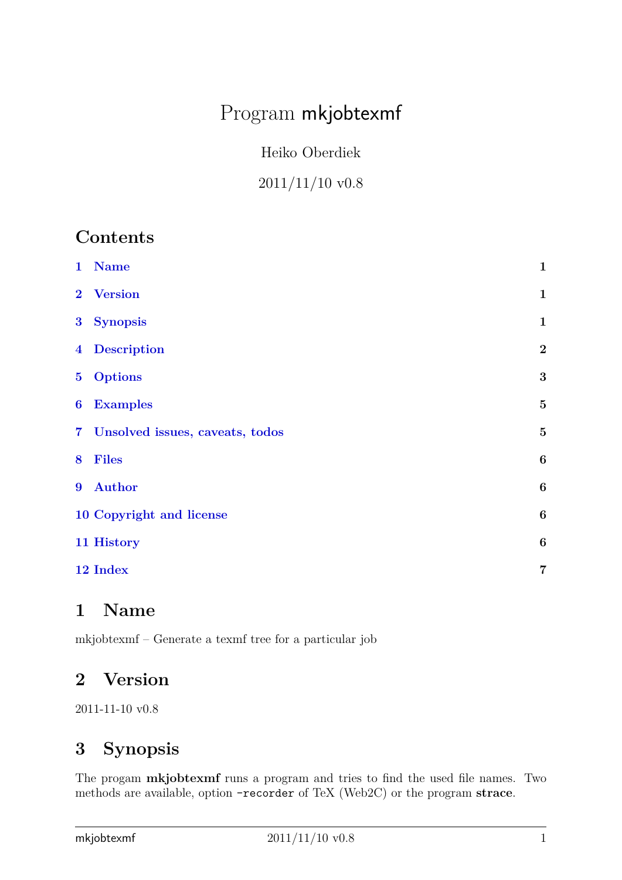# Program mkjobtexmf

Heiko Oberdiek

2011/11/10 v0.8

## Contents

1 Name — 1
2 Version — 1
3 Synopsis — 1
4 Description — 2
5 Options — 3
6 Examples — 5
7 Unsolved issues, caveats, todos — 5
8 Files — 6
9 Author — 6
10 Copyright and license — 6
11 History — 6
12 Index — 7

## 1 Name

mkjobtexmf – Generate a texmf tree for a particular job

## 2 Version

2011-11-10 v0.8

## 3 Synopsis

The progam **mkjobtexmf** runs a program and tries to find the used file names. Two methods are available, option `-recorder` of TeX (Web2C) or the program **strace**.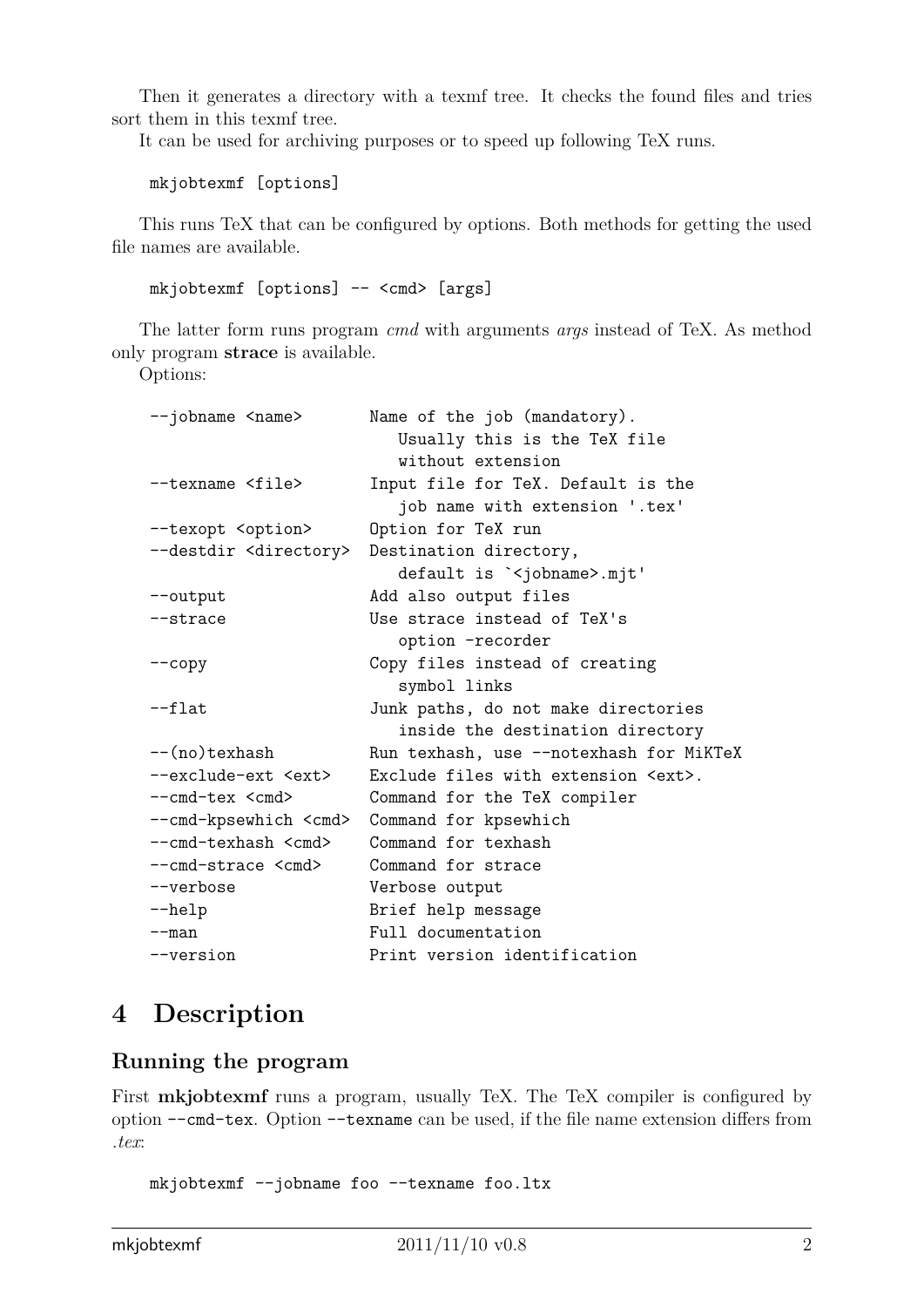Then it generates a directory with a texmf tree. It checks the found files and tries sort them in this texmf tree.

It can be used for archiving purposes or to speed up following TeX runs.

```
mkjobtexmf [options]
```

This runs TeX that can be configured by options. Both methods for getting the used file names are available.

```
mkjobtexmf [options] -- <cmd> [args]
```

The latter form runs program *cmd* with arguments *args* instead of TeX. As method only program **strace** is available.

Options:

```
--jobname <name>       Name of the job (mandatory).
                          Usually this is the TeX file
                          without extension
--texname <file>       Input file for TeX. Default is the
                          job name with extension '.tex'
--texopt <option>      Option for TeX run
--destdir <directory>  Destination directory,
                          default is `<jobname>.mjt'
--output               Add also output files
--strace               Use strace instead of TeX's
                          option -recorder
--copy                 Copy files instead of creating
                          symbol links
--flat                 Junk paths, do not make directories
                          inside the destination directory
--(no)texhash          Run texhash, use --notexhash for MiKTeX
--exclude-ext <ext>    Exclude files with extension <ext>.
--cmd-tex <cmd>        Command for the TeX compiler
--cmd-kpsewhich <cmd>  Command for kpsewhich
--cmd-texhash <cmd>    Command for texhash
--cmd-strace <cmd>     Command for strace
--verbose              Verbose output
--help                 Brief help message
--man                  Full documentation
--version              Print version identification
```

# 4 Description

## Running the program

First **mkjobtexmf** runs a program, usually TeX. The TeX compiler is configured by option `--cmd-tex`. Option `--texname` can be used, if the file name extension differs from *.tex*:

```
mkjobtexmf --jobname foo --texname foo.ltx
```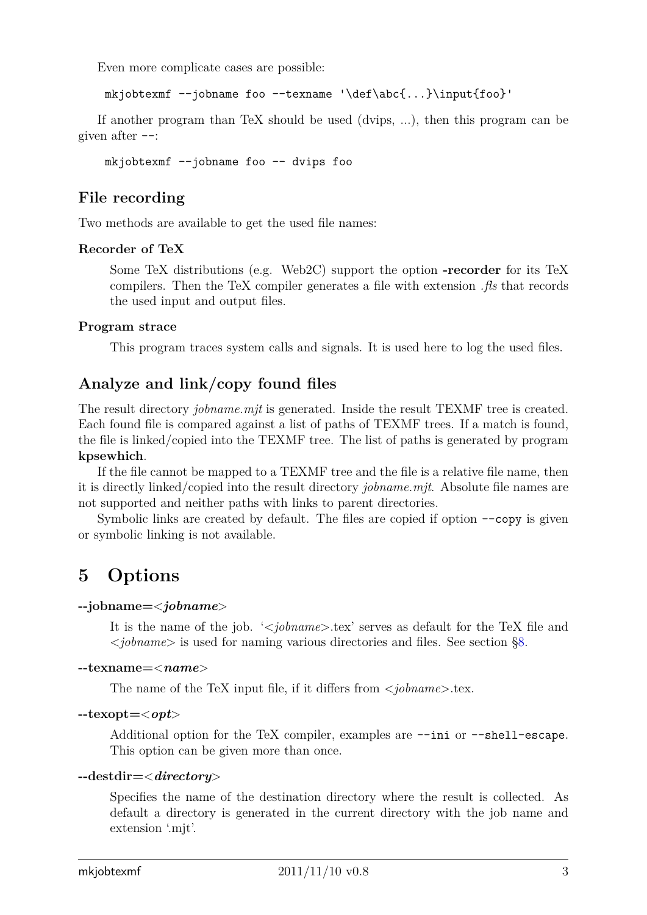Even more complicate cases are possible:

```
mkjobtexmf --jobname foo --texname '\def\abc{...}\input{foo}'
```

If another program than TeX should be used (dvips, ...), then this program can be given after `--`:

```
mkjobtexmf --jobname foo -- dvips foo
```

### File recording

Two methods are available to get the used file names:

**Recorder of TeX**

Some TeX distributions (e.g. Web2C) support the option **-recorder** for its TeX compilers. Then the TeX compiler generates a file with extension *.fls* that records the used input and output files.

**Program strace**

This program traces system calls and signals. It is used here to log the used files.

### Analyze and link/copy found files

The result directory *jobname.mjt* is generated. Inside the result TEXMF tree is created. Each found file is compared against a list of paths of TEXMF trees. If a match is found, the file is linked/copied into the TEXMF tree. The list of paths is generated by program **kpsewhich**.

If the file cannot be mapped to a TEXMF tree and the file is a relative file name, then it is directly linked/copied into the result directory *jobname.mjt*. Absolute file names are not supported and neither paths with links to parent directories.

Symbolic links are created by default. The files are copied if option `--copy` is given or symbolic linking is not available.

## 5 Options

**--jobname=<*jobname*>**

It is the name of the job. '<*jobname*>.tex' serves as default for the TeX file and <*jobname*> is used for naming various directories and files. See section §8.

**--texname=<*name*>**

The name of the TeX input file, if it differs from <*jobname*>.tex.

**--texopt=<*opt*>**

Additional option for the TeX compiler, examples are `--ini` or `--shell-escape`. This option can be given more than once.

**--destdir=<*directory*>**

Specifies the name of the destination directory where the result is collected. As default a directory is generated in the current directory with the job name and extension '.mjt'.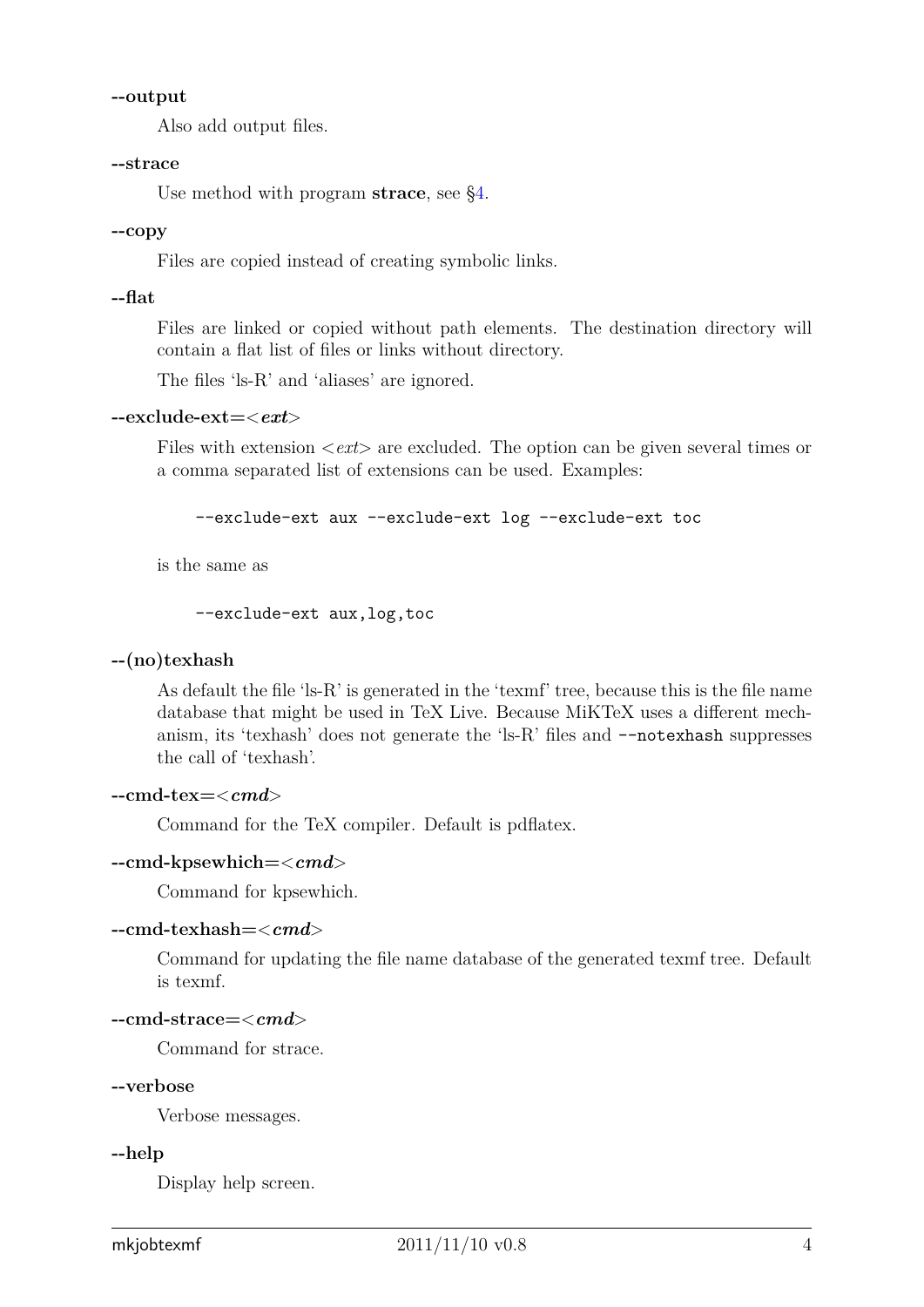**--output**

Also add output files.

**--strace**

Use method with program **strace**, see §4.

**--copy**

Files are copied instead of creating symbolic links.

**--flat**

Files are linked or copied without path elements. The destination directory will contain a flat list of files or links without directory.

The files 'ls-R' and 'aliases' are ignored.

**--exclude-ext=<*ext*>**

Files with extension <*ext*> are excluded. The option can be given several times or a comma separated list of extensions can be used. Examples:

```
--exclude-ext aux --exclude-ext log --exclude-ext toc
```

is the same as

```
--exclude-ext aux,log,toc
```

**--(no)texhash**

As default the file 'ls-R' is generated in the 'texmf' tree, because this is the file name database that might be used in TeX Live. Because MiKTeX uses a different mechanism, its 'texhash' does not generate the 'ls-R' files and `--notexhash` suppresses the call of 'texhash'.

**--cmd-tex=<*cmd*>**

Command for the TeX compiler. Default is pdflatex.

**--cmd-kpsewhich=<*cmd*>**

Command for kpsewhich.

**--cmd-texhash=<*cmd*>**

Command for updating the file name database of the generated texmf tree. Default is texmf.

**--cmd-strace=<*cmd*>**

Command for strace.

**--verbose**

Verbose messages.

**--help**

Display help screen.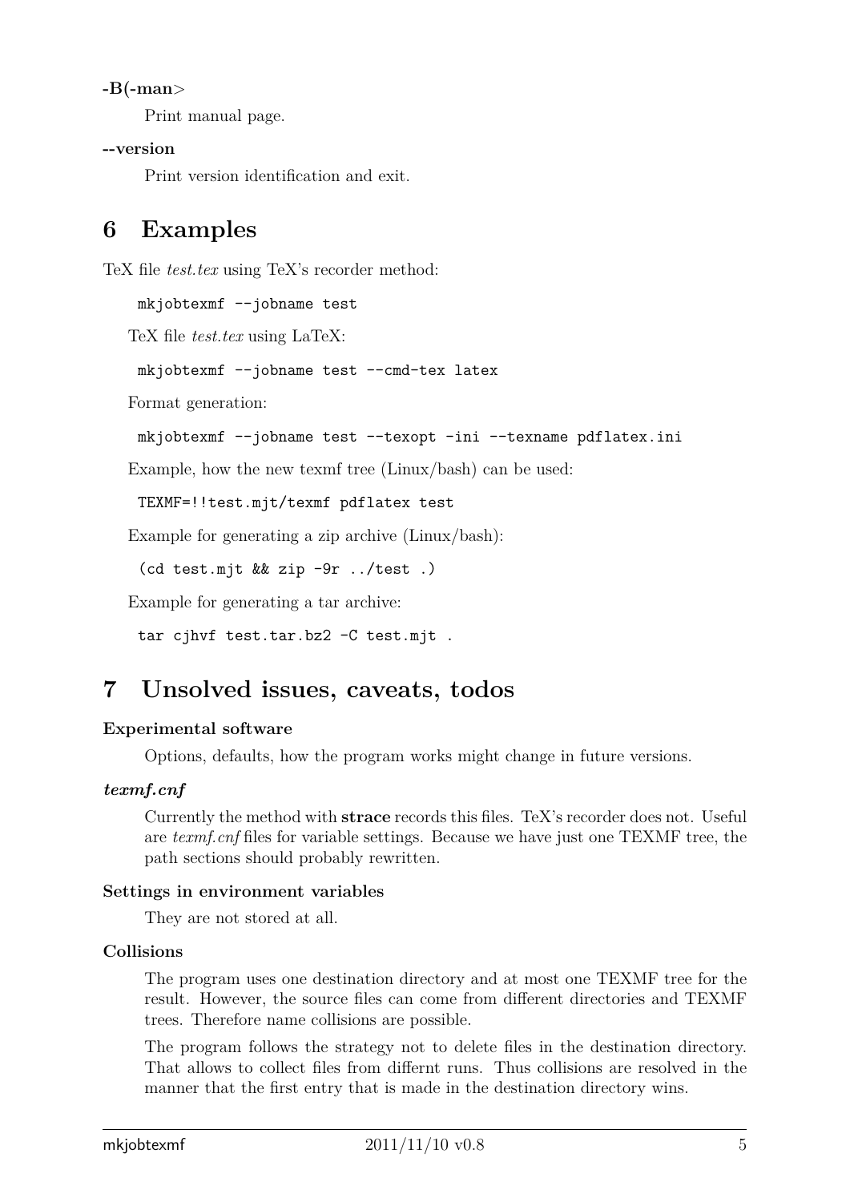**-B(-man>**

Print manual page.

**--version**

Print version identification and exit.

# 6 Examples

TeX file *test.tex* using TeX's recorder method:

```
mkjobtexmf --jobname test
```

TeX file *test.tex* using LaTeX:

```
mkjobtexmf --jobname test --cmd-tex latex
```

Format generation:

```
mkjobtexmf --jobname test --texopt -ini --texname pdflatex.ini
```

Example, how the new texmf tree (Linux/bash) can be used:

```
TEXMF=!!test.mjt/texmf pdflatex test
```

Example for generating a zip archive (Linux/bash):

```
(cd test.mjt && zip -9r ../test .)
```

Example for generating a tar archive:

```
tar cjhvf test.tar.bz2 -C test.mjt .
```

# 7 Unsolved issues, caveats, todos

**Experimental software**

Options, defaults, how the program works might change in future versions.

***texmf.cnf***

Currently the method with **strace** records this files. TeX's recorder does not. Useful are *texmf.cnf* files for variable settings. Because we have just one TEXMF tree, the path sections should probably rewritten.

**Settings in environment variables**

They are not stored at all.

**Collisions**

The program uses one destination directory and at most one TEXMF tree for the result. However, the source files can come from different directories and TEXMF trees. Therefore name collisions are possible.

The program follows the strategy not to delete files in the destination directory. That allows to collect files from differnt runs. Thus collisions are resolved in the manner that the first entry that is made in the destination directory wins.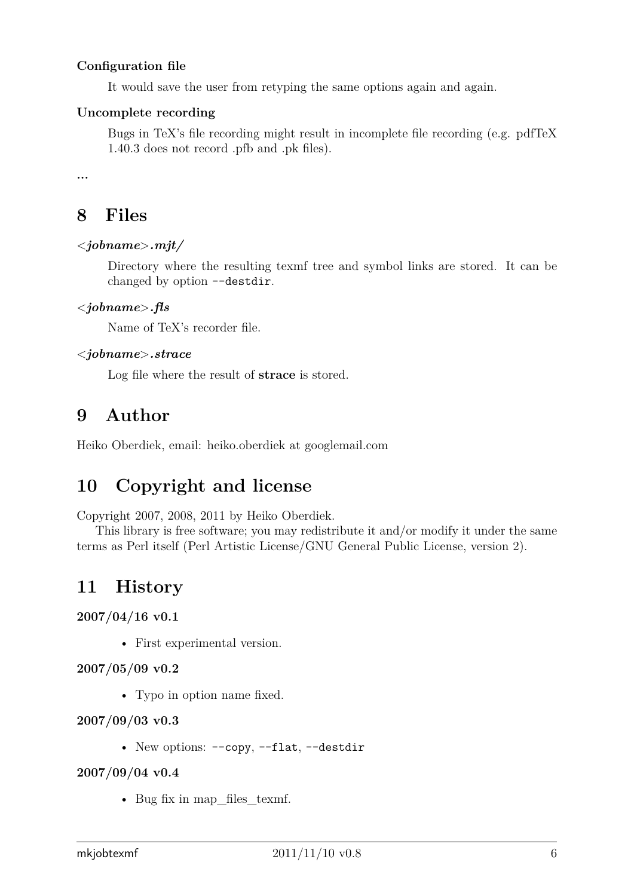**Configuration file**

It would save the user from retyping the same options again and again.

**Uncomplete recording**

Bugs in TeX's file recording might result in incomplete file recording (e.g. pdfTeX 1.40.3 does not record .pfb and .pk files).

...

# 8 Files

***<jobname>.mjt/***

Directory where the resulting texmf tree and symbol links are stored. It can be changed by option `--destdir`.

***<jobname>.fls***

Name of TeX's recorder file.

***<jobname>.strace***

Log file where the result of **strace** is stored.

# 9 Author

Heiko Oberdiek, email: heiko.oberdiek at googlemail.com

# 10 Copyright and license

Copyright 2007, 2008, 2011 by Heiko Oberdiek.

This library is free software; you may redistribute it and/or modify it under the same terms as Perl itself (Perl Artistic License/GNU General Public License, version 2).

# 11 History

**2007/04/16 v0.1**

- First experimental version.

**2007/05/09 v0.2**

- Typo in option name fixed.

**2007/09/03 v0.3**

- New options: `--copy`, `--flat`, `--destdir`

**2007/09/04 v0.4**

- Bug fix in map_files_texmf.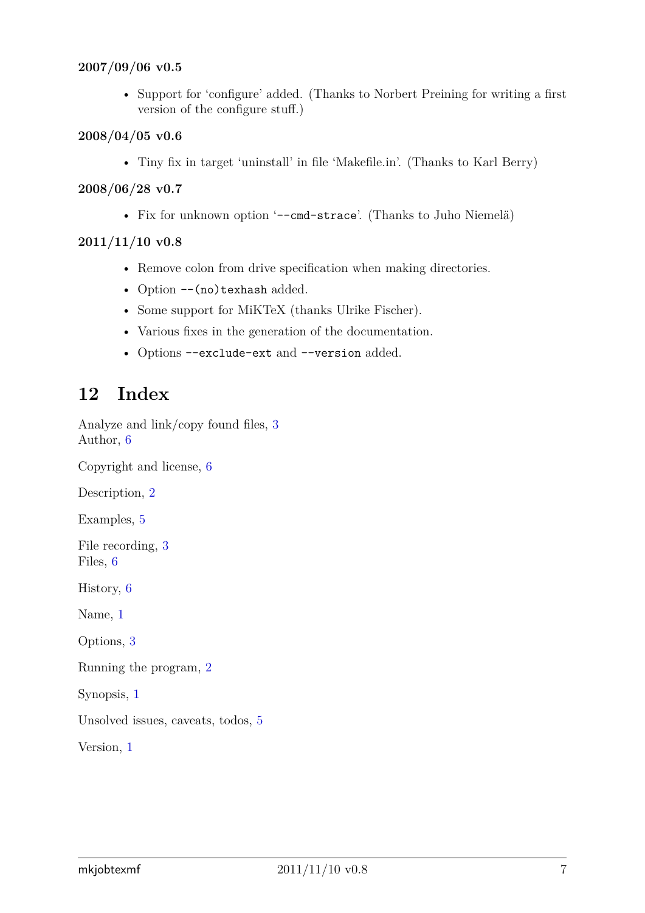**2007/09/06 v0.5**

- Support for ‘configure’ added. (Thanks to Norbert Preining for writing a first version of the configure stuff.)

**2008/04/05 v0.6**

- Tiny fix in target ‘uninstall’ in file ‘Makefile.in’. (Thanks to Karl Berry)

**2008/06/28 v0.7**

- Fix for unknown option ‘`--cmd-strace`’. (Thanks to Juho Niemelä)

**2011/11/10 v0.8**

- Remove colon from drive specification when making directories.
- Option `--(no)texhash` added.
- Some support for MiKTeX (thanks Ulrike Fischer).
- Various fixes in the generation of the documentation.
- Options `--exclude-ext` and `--version` added.

## 12 Index

Analyze and link/copy found files, 3
Author, 6

Copyright and license, 6

Description, 2

Examples, 5

File recording, 3
Files, 6

History, 6

Name, 1

Options, 3

Running the program, 2

Synopsis, 1

Unsolved issues, caveats, todos, 5

Version, 1